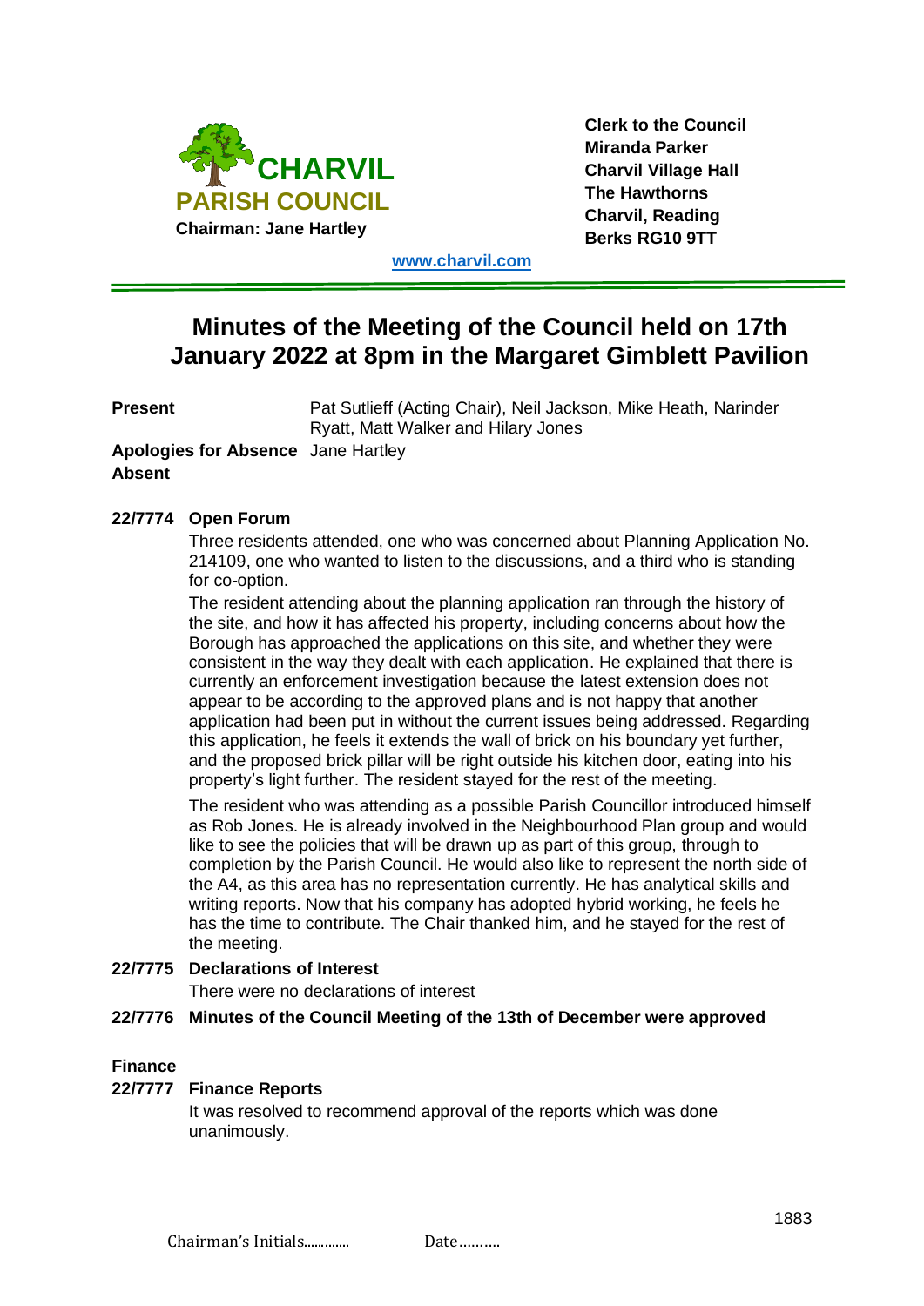**CHARVIL PARISH COUNCIL**
**Chairman: Jane Hartley**

**Clerk to the Council**
**Miranda Parker**
**Charvil Village Hall**
**The Hawthorns**
**Charvil, Reading**
**Berks RG10 9TT**

**www.charvil.com**

# Minutes of the Meeting of the Council held on 17th January 2022 at 8pm in the Margaret Gimblett Pavilion

**Present** Pat Sutlieff (Acting Chair), Neil Jackson, Mike Heath, Narinder Ryatt, Matt Walker and Hilary Jones

**Apologies for Absence** Jane Hartley

**Absent**

**22/7774 Open Forum**

Three residents attended, one who was concerned about Planning Application No. 214109, one who wanted to listen to the discussions, and a third who is standing for co-option.

The resident attending about the planning application ran through the history of the site, and how it has affected his property, including concerns about how the Borough has approached the applications on this site, and whether they were consistent in the way they dealt with each application. He explained that there is currently an enforcement investigation because the latest extension does not appear to be according to the approved plans and is not happy that another application had been put in without the current issues being addressed. Regarding this application, he feels it extends the wall of brick on his boundary yet further, and the proposed brick pillar will be right outside his kitchen door, eating into his property's light further. The resident stayed for the rest of the meeting.

The resident who was attending as a possible Parish Councillor introduced himself as Rob Jones. He is already involved in the Neighbourhood Plan group and would like to see the policies that will be drawn up as part of this group, through to completion by the Parish Council. He would also like to represent the north side of the A4, as this area has no representation currently. He has analytical skills and writing reports. Now that his company has adopted hybrid working, he feels he has the time to contribute. The Chair thanked him, and he stayed for the rest of the meeting.

**22/7775 Declarations of Interest**

There were no declarations of interest

**22/7776 Minutes of the Council Meeting of the 13th of December were approved**

**Finance**

**22/7777 Finance Reports**

It was resolved to recommend approval of the reports which was done unanimously.

Chairman's Initials............. Date……….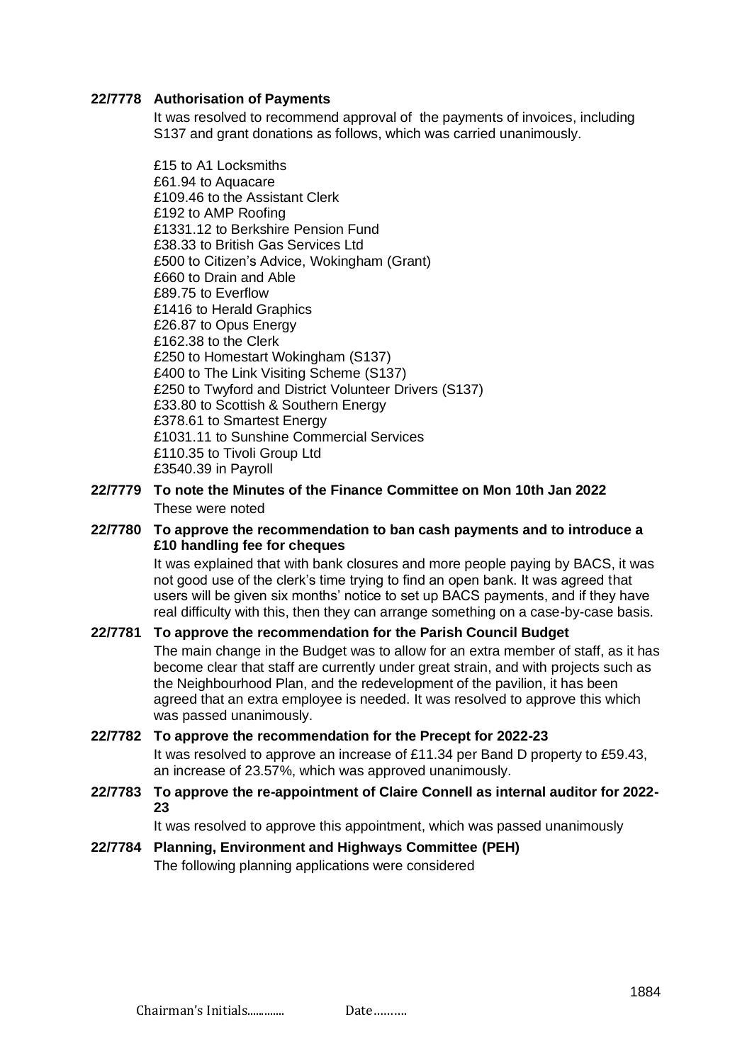**22/7778 Authorisation of Payments**

It was resolved to recommend approval of the payments of invoices, including S137 and grant donations as follows, which was carried unanimously.

£15 to A1 Locksmiths
£61.94 to Aquacare
£109.46 to the Assistant Clerk
£192 to AMP Roofing
£1331.12 to Berkshire Pension Fund
£38.33 to British Gas Services Ltd
£500 to Citizen's Advice, Wokingham (Grant)
£660 to Drain and Able
£89.75 to Everflow
£1416 to Herald Graphics
£26.87 to Opus Energy
£162.38 to the Clerk
£250 to Homestart Wokingham (S137)
£400 to The Link Visiting Scheme (S137)
£250 to Twyford and District Volunteer Drivers (S137)
£33.80 to Scottish & Southern Energy
£378.61 to Smartest Energy
£1031.11 to Sunshine Commercial Services
£110.35 to Tivoli Group Ltd
£3540.39 in Payroll

**22/7779 To note the Minutes of the Finance Committee on Mon 10th Jan 2022**

These were noted

**22/7780 To approve the recommendation to ban cash payments and to introduce a £10 handling fee for cheques**

It was explained that with bank closures and more people paying by BACS, it was not good use of the clerk's time trying to find an open bank. It was agreed that users will be given six months' notice to set up BACS payments, and if they have real difficulty with this, then they can arrange something on a case-by-case basis.

**22/7781 To approve the recommendation for the Parish Council Budget**

The main change in the Budget was to allow for an extra member of staff, as it has become clear that staff are currently under great strain, and with projects such as the Neighbourhood Plan, and the redevelopment of the pavilion, it has been agreed that an extra employee is needed. It was resolved to approve this which was passed unanimously.

**22/7782 To approve the recommendation for the Precept for 2022-23**

It was resolved to approve an increase of £11.34 per Band D property to £59.43, an increase of 23.57%, which was approved unanimously.

**22/7783 To approve the re-appointment of Claire Connell as internal auditor for 2022-23**

It was resolved to approve this appointment, which was passed unanimously

**22/7784 Planning, Environment and Highways Committee (PEH)**

The following planning applications were considered

Chairman's Initials............. Date……….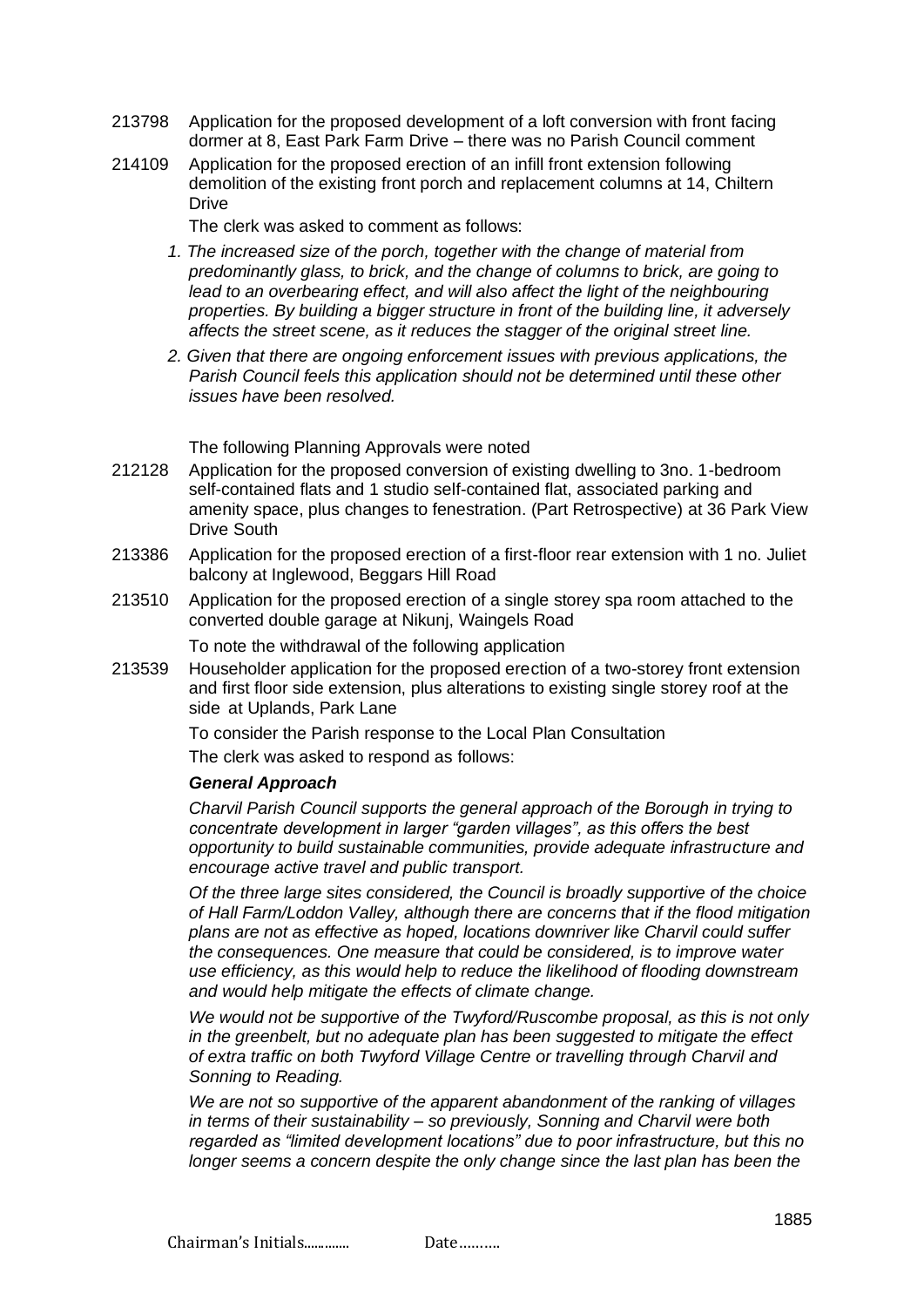213798 Application for the proposed development of a loft conversion with front facing dormer at 8, East Park Farm Drive – there was no Parish Council comment

214109 Application for the proposed erection of an infill front extension following demolition of the existing front porch and replacement columns at 14, Chiltern Drive

The clerk was asked to comment as follows:

*1. The increased size of the porch, together with the change of material from predominantly glass, to brick, and the change of columns to brick, are going to lead to an overbearing effect, and will also affect the light of the neighbouring properties. By building a bigger structure in front of the building line, it adversely affects the street scene, as it reduces the stagger of the original street line.*

*2. Given that there are ongoing enforcement issues with previous applications, the Parish Council feels this application should not be determined until these other issues have been resolved.*

The following Planning Approvals were noted

212128 Application for the proposed conversion of existing dwelling to 3no. 1-bedroom self-contained flats and 1 studio self-contained flat, associated parking and amenity space, plus changes to fenestration. (Part Retrospective) at 36 Park View Drive South

213386 Application for the proposed erection of a first-floor rear extension with 1 no. Juliet balcony at Inglewood, Beggars Hill Road

213510 Application for the proposed erection of a single storey spa room attached to the converted double garage at Nikunj, Waingels Road

To note the withdrawal of the following application

213539 Householder application for the proposed erection of a two-storey front extension and first floor side extension, plus alterations to existing single storey roof at the side at Uplands, Park Lane

To consider the Parish response to the Local Plan Consultation

The clerk was asked to respond as follows:

***General Approach***

*Charvil Parish Council supports the general approach of the Borough in trying to concentrate development in larger "garden villages", as this offers the best opportunity to build sustainable communities, provide adequate infrastructure and encourage active travel and public transport.*

*Of the three large sites considered, the Council is broadly supportive of the choice of Hall Farm/Loddon Valley, although there are concerns that if the flood mitigation plans are not as effective as hoped, locations downriver like Charvil could suffer the consequences. One measure that could be considered, is to improve water use efficiency, as this would help to reduce the likelihood of flooding downstream and would help mitigate the effects of climate change.*

*We would not be supportive of the Twyford/Ruscombe proposal, as this is not only in the greenbelt, but no adequate plan has been suggested to mitigate the effect of extra traffic on both Twyford Village Centre or travelling through Charvil and Sonning to Reading.*

*We are not so supportive of the apparent abandonment of the ranking of villages in terms of their sustainability – so previously, Sonning and Charvil were both regarded as "limited development locations" due to poor infrastructure, but this no longer seems a concern despite the only change since the last plan has been the*

Chairman's Initials............. Date……….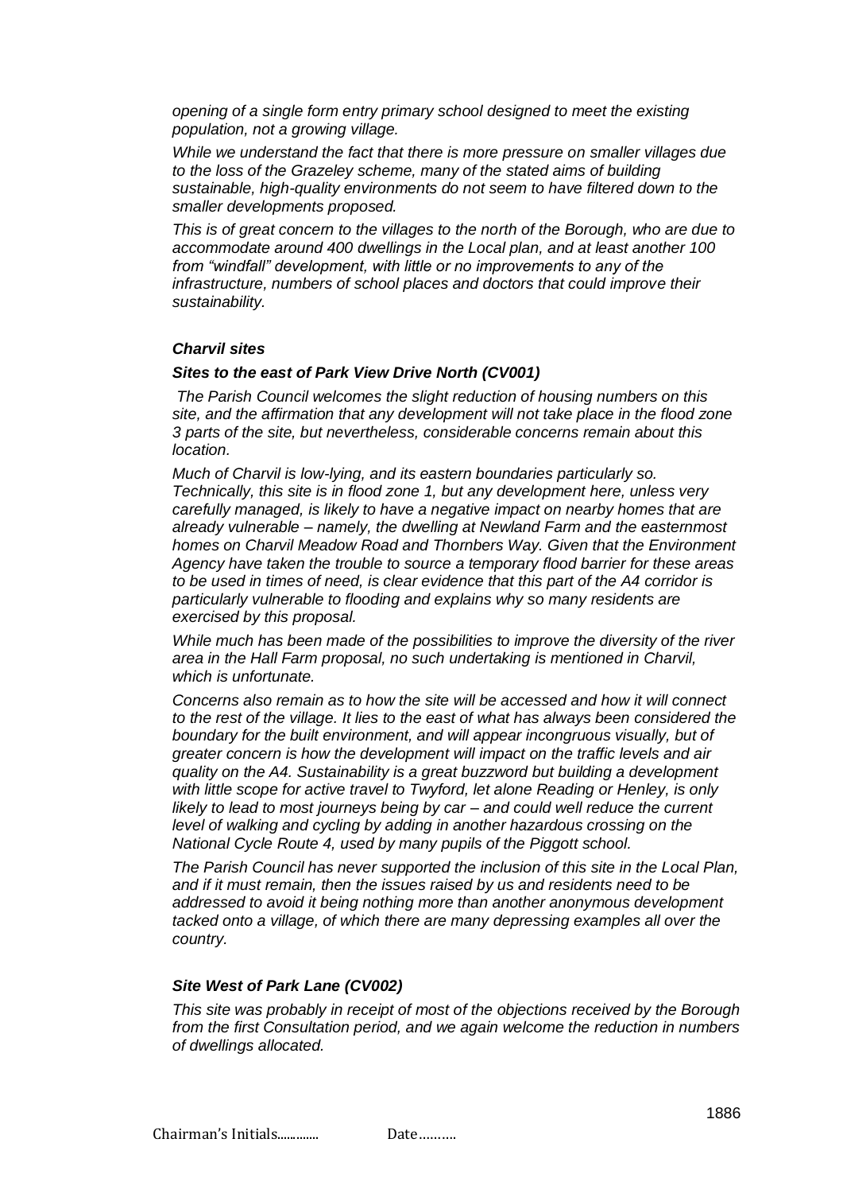*opening of a single form entry primary school designed to meet the existing population, not a growing village.*

*While we understand the fact that there is more pressure on smaller villages due to the loss of the Grazeley scheme, many of the stated aims of building sustainable, high-quality environments do not seem to have filtered down to the smaller developments proposed.*

*This is of great concern to the villages to the north of the Borough, who are due to accommodate around 400 dwellings in the Local plan, and at least another 100 from "windfall" development, with little or no improvements to any of the infrastructure, numbers of school places and doctors that could improve their sustainability.*

***Charvil sites***

***Sites to the east of Park View Drive North (CV001)***

*The Parish Council welcomes the slight reduction of housing numbers on this site, and the affirmation that any development will not take place in the flood zone 3 parts of the site, but nevertheless, considerable concerns remain about this location.*

*Much of Charvil is low-lying, and its eastern boundaries particularly so. Technically, this site is in flood zone 1, but any development here, unless very carefully managed, is likely to have a negative impact on nearby homes that are already vulnerable – namely, the dwelling at Newland Farm and the easternmost homes on Charvil Meadow Road and Thornbers Way. Given that the Environment Agency have taken the trouble to source a temporary flood barrier for these areas to be used in times of need, is clear evidence that this part of the A4 corridor is particularly vulnerable to flooding and explains why so many residents are exercised by this proposal.*

*While much has been made of the possibilities to improve the diversity of the river area in the Hall Farm proposal, no such undertaking is mentioned in Charvil, which is unfortunate.*

*Concerns also remain as to how the site will be accessed and how it will connect to the rest of the village. It lies to the east of what has always been considered the boundary for the built environment, and will appear incongruous visually, but of greater concern is how the development will impact on the traffic levels and air quality on the A4. Sustainability is a great buzzword but building a development with little scope for active travel to Twyford, let alone Reading or Henley, is only likely to lead to most journeys being by car – and could well reduce the current level of walking and cycling by adding in another hazardous crossing on the National Cycle Route 4, used by many pupils of the Piggott school.*

*The Parish Council has never supported the inclusion of this site in the Local Plan, and if it must remain, then the issues raised by us and residents need to be addressed to avoid it being nothing more than another anonymous development tacked onto a village, of which there are many depressing examples all over the country.*

***Site West of Park Lane (CV002)***

*This site was probably in receipt of most of the objections received by the Borough from the first Consultation period, and we again welcome the reduction in numbers of dwellings allocated.*

Chairman's Initials............. Date……….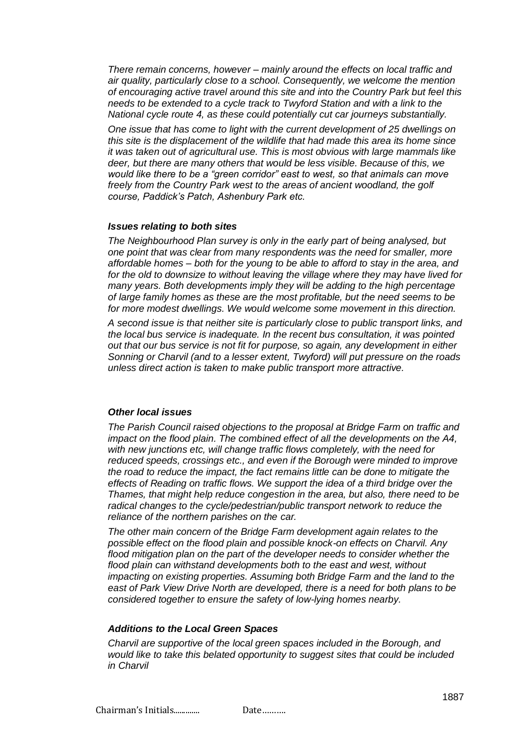*There remain concerns, however – mainly around the effects on local traffic and air quality, particularly close to a school. Consequently, we welcome the mention of encouraging active travel around this site and into the Country Park but feel this needs to be extended to a cycle track to Twyford Station and with a link to the National cycle route 4, as these could potentially cut car journeys substantially.*

*One issue that has come to light with the current development of 25 dwellings on this site is the displacement of the wildlife that had made this area its home since it was taken out of agricultural use. This is most obvious with large mammals like deer, but there are many others that would be less visible. Because of this, we would like there to be a "green corridor" east to west, so that animals can move freely from the Country Park west to the areas of ancient woodland, the golf course, Paddick's Patch, Ashenbury Park etc.*

***Issues relating to both sites***

*The Neighbourhood Plan survey is only in the early part of being analysed, but one point that was clear from many respondents was the need for smaller, more affordable homes – both for the young to be able to afford to stay in the area, and for the old to downsize to without leaving the village where they may have lived for many years. Both developments imply they will be adding to the high percentage of large family homes as these are the most profitable, but the need seems to be for more modest dwellings. We would welcome some movement in this direction.*

*A second issue is that neither site is particularly close to public transport links, and the local bus service is inadequate. In the recent bus consultation, it was pointed out that our bus service is not fit for purpose, so again, any development in either Sonning or Charvil (and to a lesser extent, Twyford) will put pressure on the roads unless direct action is taken to make public transport more attractive.*

***Other local issues***

*The Parish Council raised objections to the proposal at Bridge Farm on traffic and impact on the flood plain. The combined effect of all the developments on the A4, with new junctions etc, will change traffic flows completely, with the need for reduced speeds, crossings etc., and even if the Borough were minded to improve the road to reduce the impact, the fact remains little can be done to mitigate the effects of Reading on traffic flows. We support the idea of a third bridge over the Thames, that might help reduce congestion in the area, but also, there need to be radical changes to the cycle/pedestrian/public transport network to reduce the reliance of the northern parishes on the car.*

*The other main concern of the Bridge Farm development again relates to the possible effect on the flood plain and possible knock-on effects on Charvil. Any flood mitigation plan on the part of the developer needs to consider whether the flood plain can withstand developments both to the east and west, without impacting on existing properties. Assuming both Bridge Farm and the land to the east of Park View Drive North are developed, there is a need for both plans to be considered together to ensure the safety of low-lying homes nearby.*

***Additions to the Local Green Spaces***

*Charvil are supportive of the local green spaces included in the Borough, and would like to take this belated opportunity to suggest sites that could be included in Charvil*

Chairman's Initials............. Date……….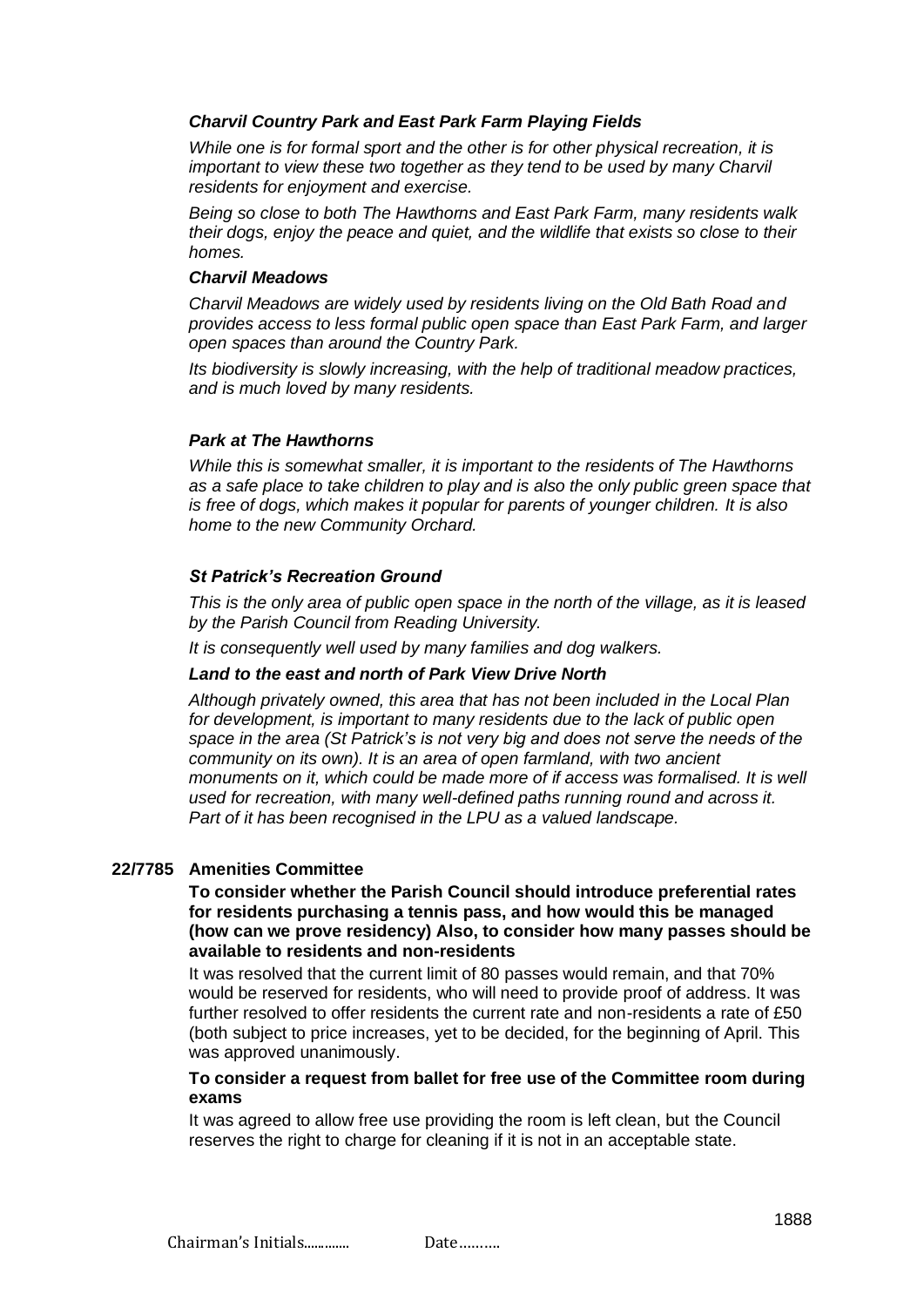***Charvil Country Park and East Park Farm Playing Fields***

*While one is for formal sport and the other is for other physical recreation, it is important to view these two together as they tend to be used by many Charvil residents for enjoyment and exercise.*

*Being so close to both The Hawthorns and East Park Farm, many residents walk their dogs, enjoy the peace and quiet, and the wildlife that exists so close to their homes.*

***Charvil Meadows***

*Charvil Meadows are widely used by residents living on the Old Bath Road and provides access to less formal public open space than East Park Farm, and larger open spaces than around the Country Park.*

*Its biodiversity is slowly increasing, with the help of traditional meadow practices, and is much loved by many residents.*

***Park at The Hawthorns***

*While this is somewhat smaller, it is important to the residents of The Hawthorns as a safe place to take children to play and is also the only public green space that is free of dogs, which makes it popular for parents of younger children. It is also home to the new Community Orchard.*

***St Patrick's Recreation Ground***

*This is the only area of public open space in the north of the village, as it is leased by the Parish Council from Reading University.*

*It is consequently well used by many families and dog walkers.*

***Land to the east and north of Park View Drive North***

*Although privately owned, this area that has not been included in the Local Plan for development, is important to many residents due to the lack of public open space in the area (St Patrick's is not very big and does not serve the needs of the community on its own). It is an area of open farmland, with two ancient monuments on it, which could be made more of if access was formalised. It is well used for recreation, with many well-defined paths running round and across it. Part of it has been recognised in the LPU as a valued landscape.*

**22/7785 Amenities Committee**

**To consider whether the Parish Council should introduce preferential rates for residents purchasing a tennis pass, and how would this be managed (how can we prove residency) Also, to consider how many passes should be available to residents and non-residents**

It was resolved that the current limit of 80 passes would remain, and that 70% would be reserved for residents, who will need to provide proof of address. It was further resolved to offer residents the current rate and non-residents a rate of £50 (both subject to price increases, yet to be decided, for the beginning of April. This was approved unanimously.

**To consider a request from ballet for free use of the Committee room during exams**

It was agreed to allow free use providing the room is left clean, but the Council reserves the right to charge for cleaning if it is not in an acceptable state.

Chairman's Initials............ Date……….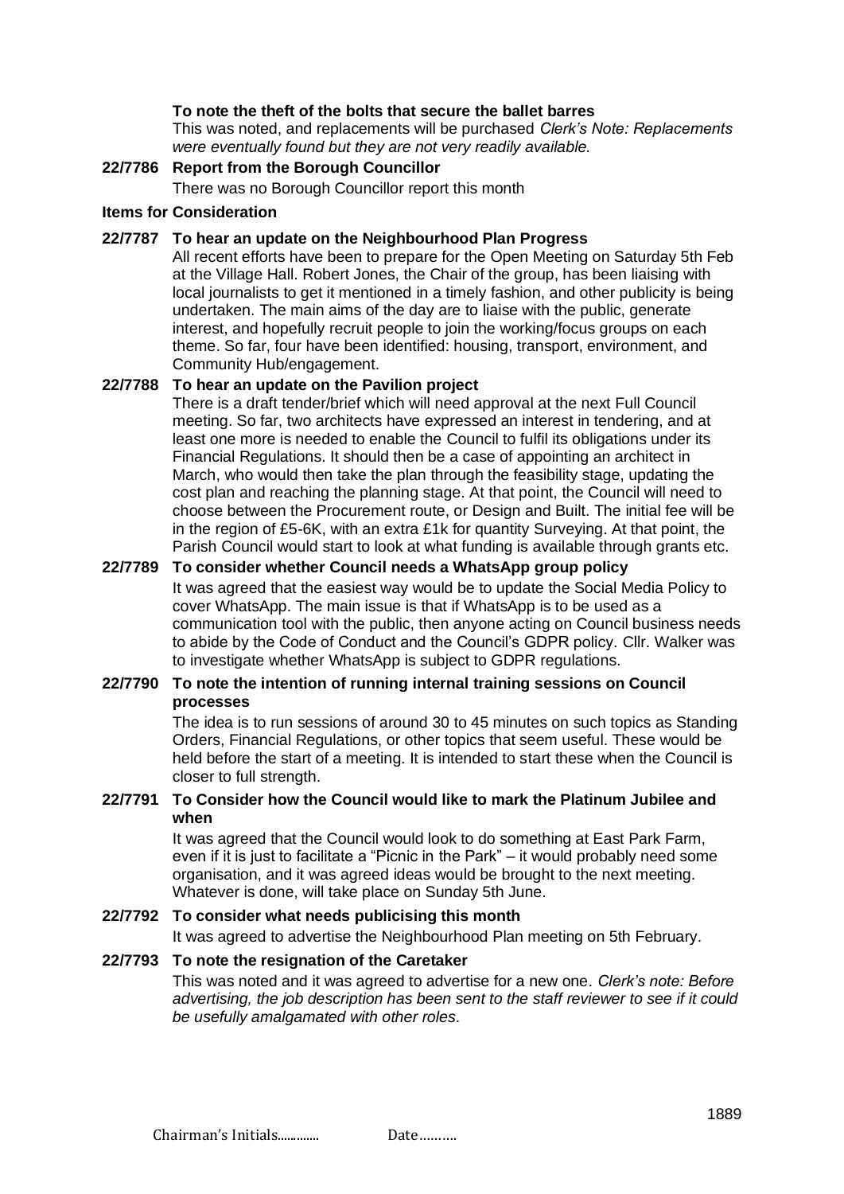**To note the theft of the bolts that secure the ballet barres**

This was noted, and replacements will be purchased *Clerk's Note: Replacements were eventually found but they are not very readily available.*

**22/7786 Report from the Borough Councillor**

There was no Borough Councillor report this month

**Items for Consideration**

**22/7787 To hear an update on the Neighbourhood Plan Progress**

All recent efforts have been to prepare for the Open Meeting on Saturday 5th Feb at the Village Hall. Robert Jones, the Chair of the group, has been liaising with local journalists to get it mentioned in a timely fashion, and other publicity is being undertaken. The main aims of the day are to liaise with the public, generate interest, and hopefully recruit people to join the working/focus groups on each theme. So far, four have been identified: housing, transport, environment, and Community Hub/engagement.

**22/7788 To hear an update on the Pavilion project**

There is a draft tender/brief which will need approval at the next Full Council meeting. So far, two architects have expressed an interest in tendering, and at least one more is needed to enable the Council to fulfil its obligations under its Financial Regulations. It should then be a case of appointing an architect in March, who would then take the plan through the feasibility stage, updating the cost plan and reaching the planning stage. At that point, the Council will need to choose between the Procurement route, or Design and Built. The initial fee will be in the region of £5-6K, with an extra £1k for quantity Surveying. At that point, the Parish Council would start to look at what funding is available through grants etc.

**22/7789 To consider whether Council needs a WhatsApp group policy**

It was agreed that the easiest way would be to update the Social Media Policy to cover WhatsApp. The main issue is that if WhatsApp is to be used as a communication tool with the public, then anyone acting on Council business needs to abide by the Code of Conduct and the Council's GDPR policy. Cllr. Walker was to investigate whether WhatsApp is subject to GDPR regulations.

**22/7790 To note the intention of running internal training sessions on Council processes**

The idea is to run sessions of around 30 to 45 minutes on such topics as Standing Orders, Financial Regulations, or other topics that seem useful. These would be held before the start of a meeting. It is intended to start these when the Council is closer to full strength.

**22/7791 To Consider how the Council would like to mark the Platinum Jubilee and when**

It was agreed that the Council would look to do something at East Park Farm, even if it is just to facilitate a "Picnic in the Park" – it would probably need some organisation, and it was agreed ideas would be brought to the next meeting. Whatever is done, will take place on Sunday 5th June.

**22/7792 To consider what needs publicising this month**

It was agreed to advertise the Neighbourhood Plan meeting on 5th February.

**22/7793 To note the resignation of the Caretaker**

This was noted and it was agreed to advertise for a new one. *Clerk's note: Before advertising, the job description has been sent to the staff reviewer to see if it could be usefully amalgamated with other roles.*

Chairman's Initials............. Date……….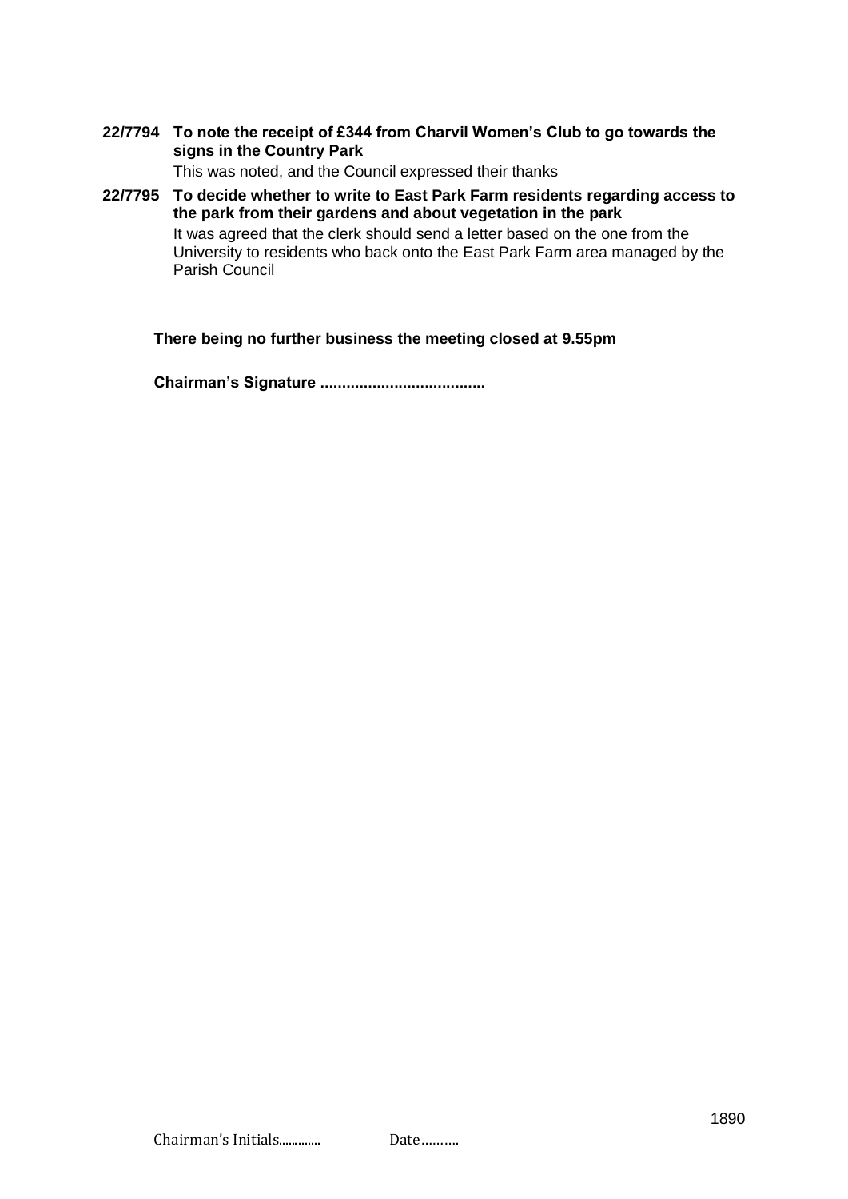**22/7794 To note the receipt of £344 from Charvil Women's Club to go towards the signs in the Country Park**

This was noted, and the Council expressed their thanks

**22/7795 To decide whether to write to East Park Farm residents regarding access to the park from their gardens and about vegetation in the park**

It was agreed that the clerk should send a letter based on the one from the University to residents who back onto the East Park Farm area managed by the Parish Council

**There being no further business the meeting closed at 9.55pm**

**Chairman's Signature .....................................**

Chairman's Initials............. Date……….